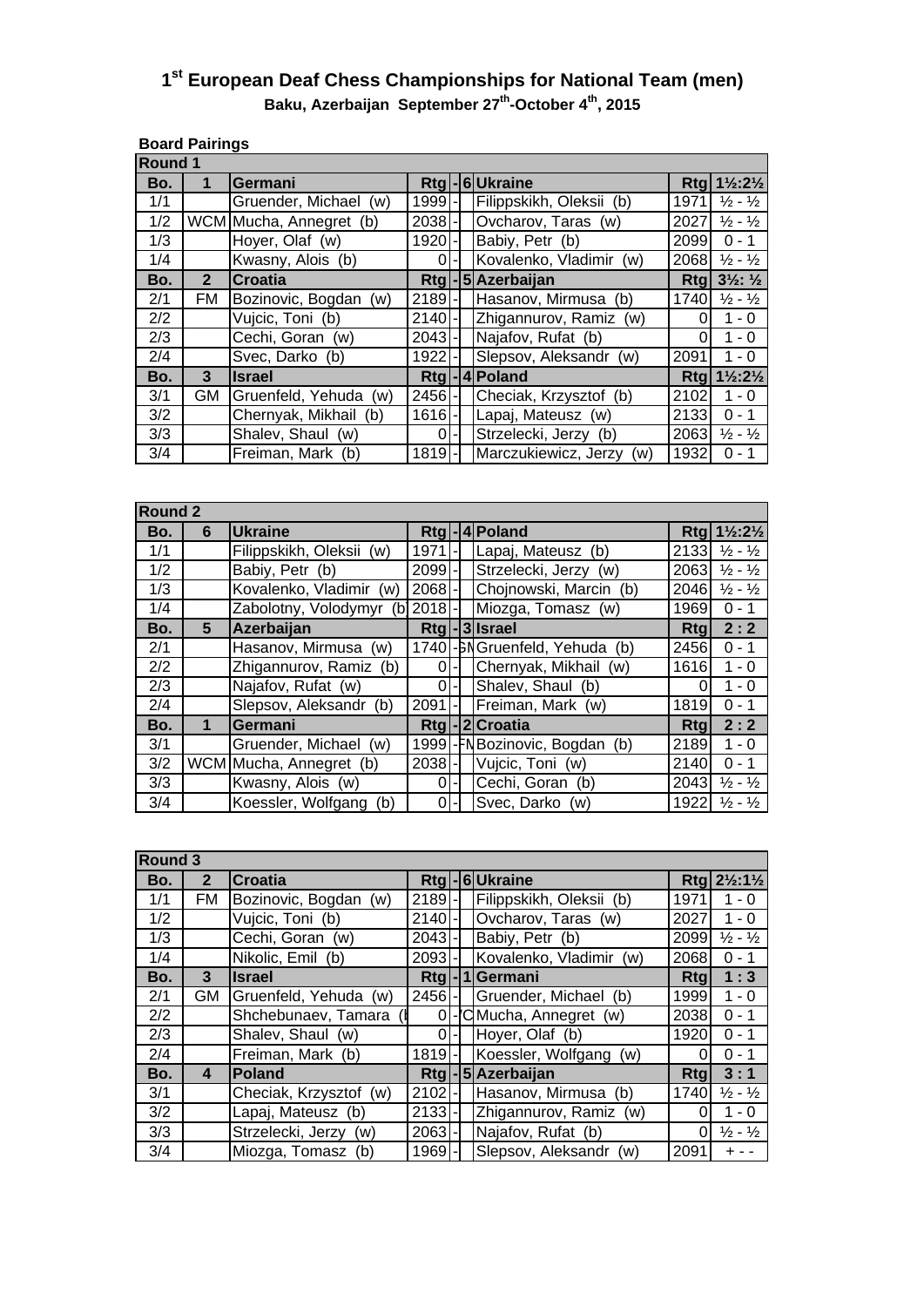# 1st European Deaf Chess Championships for National Team (men)

**Baku, Azerbaijan September 27th-October 4th, 2015**

**Board Pairings**

| Round 1 | | | | | | | | |
|---|---|---|---|---|---|---|---|---|
| **Bo.** | **1** | **Germani** | **Rtg** | **-** | **6** | **Ukraine** | **Rtg** | **1½:2½** |
| 1/1 | | Gruender, Michael (w) | 1999 | - | | Filippskikh, Oleksii (b) | 1971 | ½ - ½ |
| 1/2 | WCM | Mucha, Annegret (b) | 2038 | - | | Ovcharov, Taras (w) | 2027 | ½ - ½ |
| 1/3 | | Hoyer, Olaf (w) | 1920 | - | | Babiy, Petr (b) | 2099 | 0 - 1 |
| 1/4 | | Kwasny, Alois (b) | 0 | - | | Kovalenko, Vladimir (w) | 2068 | ½ - ½ |
| **Bo.** | **2** | **Croatia** | **Rtg** | **-** | **5** | **Azerbaijan** | **Rtg** | **3½: ½** |
| 2/1 | FM | Bozinovic, Bogdan (w) | 2189 | - | | Hasanov, Mirmusa (b) | 1740 | ½ - ½ |
| 2/2 | | Vujcic, Toni (b) | 2140 | - | | Zhigannurov, Ramiz (w) | 0 | 1 - 0 |
| 2/3 | | Cechi, Goran (w) | 2043 | - | | Najafov, Rufat (b) | 0 | 1 - 0 |
| 2/4 | | Svec, Darko (b) | 1922 | - | | Slepsov, Aleksandr (w) | 2091 | 1 - 0 |
| **Bo.** | **3** | **Israel** | **Rtg** | **-** | **4** | **Poland** | **Rtg** | **1½:2½** |
| 3/1 | GM | Gruenfeld, Yehuda (w) | 2456 | - | | Checiak, Krzysztof (b) | 2102 | 1 - 0 |
| 3/2 | | Chernyak, Mikhail (b) | 1616 | - | | Lapaj, Mateusz (w) | 2133 | 0 - 1 |
| 3/3 | | Shalev, Shaul (w) | 0 | - | | Strzelecki, Jerzy (b) | 2063 | ½ - ½ |
| 3/4 | | Freiman, Mark (b) | 1819 | - | | Marczukiewicz, Jerzy (w) | 1932 | 0 - 1 |

| Round 2 | | | | | | | | |
|---|---|---|---|---|---|---|---|---|
| **Bo.** | **6** | **Ukraine** | **Rtg** | **-** | **4** | **Poland** | **Rtg** | **1½:2½** |
| 1/1 | | Filippskikh, Oleksii (w) | 1971 | - | | Lapaj, Mateusz (b) | 2133 | ½ - ½ |
| 1/2 | | Babiy, Petr (b) | 2099 | - | | Strzelecki, Jerzy (w) | 2063 | ½ - ½ |
| 1/3 | | Kovalenko, Vladimir (w) | 2068 | - | | Chojnowski, Marcin (b) | 2046 | ½ - ½ |
| 1/4 | | Zabolotny, Volodymyr (b) | 2018 | - | | Miozga, Tomasz (w) | 1969 | 0 - 1 |
| **Bo.** | **5** | **Azerbaijan** | **Rtg** | **-** | **3** | **Israel** | **Rtg** | **2 : 2** |
| 2/1 | | Hasanov, Mirmusa (w) | 1740 | - | GM | Gruenfeld, Yehuda (b) | 2456 | 0 - 1 |
| 2/2 | | Zhigannurov, Ramiz (b) | 0 | - | | Chernyak, Mikhail (w) | 1616 | 1 - 0 |
| 2/3 | | Najafov, Rufat (w) | 0 | - | | Shalev, Shaul (b) | 0 | 1 - 0 |
| 2/4 | | Slepsov, Aleksandr (b) | 2091 | - | | Freiman, Mark (w) | 1819 | 0 - 1 |
| **Bo.** | **1** | **Germani** | **Rtg** | **-** | **2** | **Croatia** | **Rtg** | **2 : 2** |
| 3/1 | | Gruender, Michael (w) | 1999 | - | FM | Bozinovic, Bogdan (b) | 2189 | 1 - 0 |
| 3/2 | WCM | Mucha, Annegret (b) | 2038 | - | | Vujcic, Toni (w) | 2140 | 0 - 1 |
| 3/3 | | Kwasny, Alois (w) | 0 | - | | Cechi, Goran (b) | 2043 | ½ - ½ |
| 3/4 | | Koessler, Wolfgang (b) | 0 | - | | Svec, Darko (w) | 1922 | ½ - ½ |

| Round 3 | | | | | | | | |
|---|---|---|---|---|---|---|---|---|
| **Bo.** | **2** | **Croatia** | **Rtg** | **-** | **6** | **Ukraine** | **Rtg** | **2½:1½** |
| 1/1 | FM | Bozinovic, Bogdan (w) | 2189 | - | | Filippskikh, Oleksii (b) | 1971 | 1 - 0 |
| 1/2 | | Vujcic, Toni (b) | 2140 | - | | Ovcharov, Taras (w) | 2027 | 1 - 0 |
| 1/3 | | Cechi, Goran (w) | 2043 | - | | Babiy, Petr (b) | 2099 | ½ - ½ |
| 1/4 | | Nikolic, Emil (b) | 2093 | - | | Kovalenko, Vladimir (w) | 2068 | 0 - 1 |
| **Bo.** | **3** | **Israel** | **Rtg** | **-** | **1** | **Germani** | **Rtg** | **1 : 3** |
| 2/1 | GM | Gruenfeld, Yehuda (w) | 2456 | - | | Gruender, Michael (b) | 1999 | 1 - 0 |
| 2/2 | | Shchebunaev, Tamara ( | 0 | - | WC | Mucha, Annegret (w) | 2038 | 0 - 1 |
| 2/3 | | Shalev, Shaul (w) | 0 | - | | Hoyer, Olaf (b) | 1920 | 0 - 1 |
| 2/4 | | Freiman, Mark (b) | 1819 | - | | Koessler, Wolfgang (w) | 0 | 0 - 1 |
| **Bo.** | **4** | **Poland** | **Rtg** | **-** | **5** | **Azerbaijan** | **Rtg** | **3 : 1** |
| 3/1 | | Checiak, Krzysztof (w) | 2102 | - | | Hasanov, Mirmusa (b) | 1740 | ½ - ½ |
| 3/2 | | Lapaj, Mateusz (b) | 2133 | - | | Zhigannurov, Ramiz (w) | 0 | 1 - 0 |
| 3/3 | | Strzelecki, Jerzy (w) | 2063 | - | | Najafov, Rufat (b) | 0 | ½ - ½ |
| 3/4 | | Miozga, Tomasz (b) | 1969 | - | | Slepsov, Aleksandr (w) | 2091 | + - - |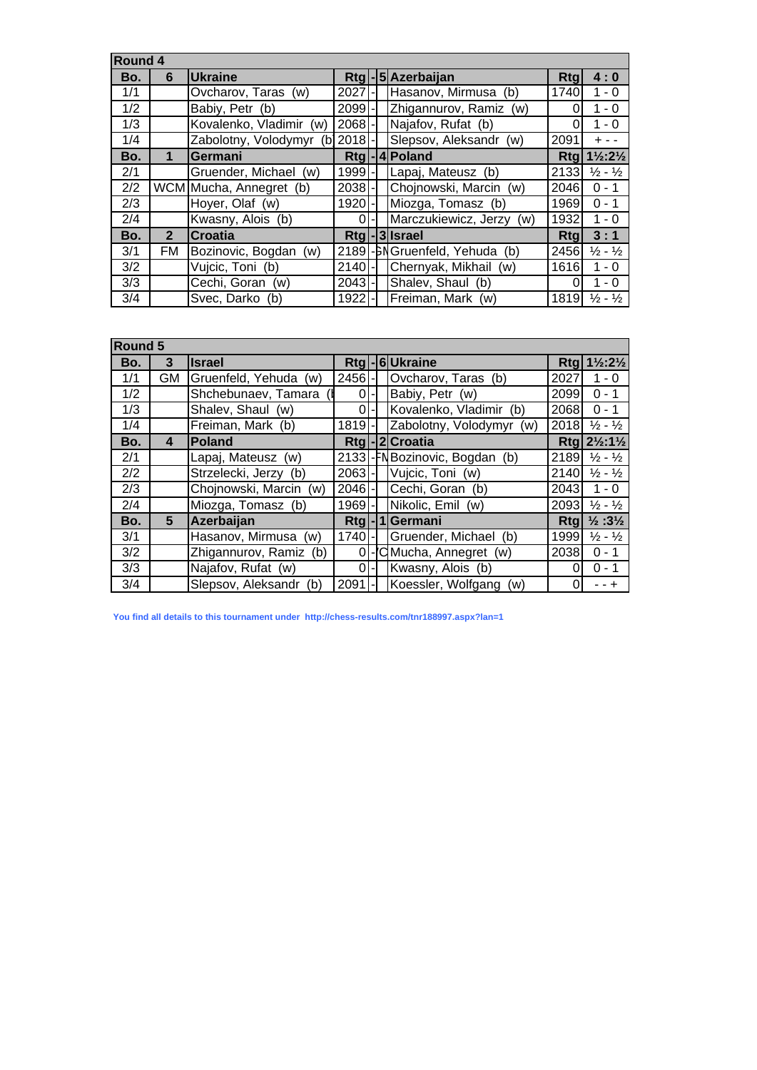| Round 4 | | | | | | | |
|---|---|---|---|---|---|---|---|
| **Bo.** | **6** | **Ukraine** | **Rtg** | **- 5** | **Azerbaijan** | **Rtg** | **4 : 0** |
| 1/1 | | Ovcharov, Taras (w) | 2027 | - | Hasanov, Mirmusa (b) | 1740 | 1 - 0 |
| 1/2 | | Babiy, Petr (b) | 2099 | - | Zhigannurov, Ramiz (w) | 0 | 1 - 0 |
| 1/3 | | Kovalenko, Vladimir (w) | 2068 | - | Najafov, Rufat (b) | 0 | 1 - 0 |
| 1/4 | | Zabolotny, Volodymyr (b | 2018 | - | Slepsov, Aleksandr (w) | 2091 | + - - |
| **Bo.** | **1** | **Germani** | **Rtg** | **- 4** | **Poland** | **Rtg** | **1½:2½** |
| 2/1 | | Gruender, Michael (w) | 1999 | - | Lapaj, Mateusz (b) | 2133 | ½ - ½ |
| 2/2 | WCM | Mucha, Annegret (b) | 2038 | - | Chojnowski, Marcin (w) | 2046 | 0 - 1 |
| 2/3 | | Hoyer, Olaf (w) | 1920 | - | Miozga, Tomasz (b) | 1969 | 0 - 1 |
| 2/4 | | Kwasny, Alois (b) | 0 | - | Marczukiewicz, Jerzy (w) | 1932 | 1 - 0 |
| **Bo.** | **2** | **Croatia** | **Rtg** | **- 3** | **Israel** | **Rtg** | **3 : 1** |
| 3/1 | FM | Bozinovic, Bogdan (w) | 2189 | - GM | Gruenfeld, Yehuda (b) | 2456 | ½ - ½ |
| 3/2 | | Vujcic, Toni (b) | 2140 | - | Chernyak, Mikhail (w) | 1616 | 1 - 0 |
| 3/3 | | Cechi, Goran (w) | 2043 | - | Shalev, Shaul (b) | 0 | 1 - 0 |
| 3/4 | | Svec, Darko (b) | 1922 | - | Freiman, Mark (w) | 1819 | ½ - ½ |

| Round 5 | | | | | | | |
|---|---|---|---|---|---|---|---|
| **Bo.** | **3** | **Israel** | **Rtg** | **- 6** | **Ukraine** | **Rtg** | **1½:2½** |
| 1/1 | GM | Gruenfeld, Yehuda (w) | 2456 | - | Ovcharov, Taras (b) | 2027 | 1 - 0 |
| 1/2 | | Shchebunaev, Tamara (b | 0 | - | Babiy, Petr (w) | 2099 | 0 - 1 |
| 1/3 | | Shalev, Shaul (w) | 0 | - | Kovalenko, Vladimir (b) | 2068 | 0 - 1 |
| 1/4 | | Freiman, Mark (b) | 1819 | - | Zabolotny, Volodymyr (w) | 2018 | ½ - ½ |
| **Bo.** | **4** | **Poland** | **Rtg** | **- 2** | **Croatia** | **Rtg** | **2½:1½** |
| 2/1 | | Lapaj, Mateusz (w) | 2133 | - FM | Bozinovic, Bogdan (b) | 2189 | ½ - ½ |
| 2/2 | | Strzelecki, Jerzy (b) | 2063 | - | Vujcic, Toni (w) | 2140 | ½ - ½ |
| 2/3 | | Chojnowski, Marcin (w) | 2046 | - | Cechi, Goran (b) | 2043 | 1 - 0 |
| 2/4 | | Miozga, Tomasz (b) | 1969 | - | Nikolic, Emil (w) | 2093 | ½ - ½ |
| **Bo.** | **5** | **Azerbaijan** | **Rtg** | **- 1** | **Germani** | **Rtg** | **½ :3½** |
| 3/1 | | Hasanov, Mirmusa (w) | 1740 | - | Gruender, Michael (b) | 1999 | ½ - ½ |
| 3/2 | | Zhigannurov, Ramiz (b) | 0 | - C | Mucha, Annegret (w) | 2038 | 0 - 1 |
| 3/3 | | Najafov, Rufat (w) | 0 | - | Kwasny, Alois (b) | 0 | 0 - 1 |
| 3/4 | | Slepsov, Aleksandr (b) | 2091 | - | Koessler, Wolfgang (w) | 0 | - - + |

**You find all details to this tournament under http://chess-results.com/tnr188997.aspx?lan=1**